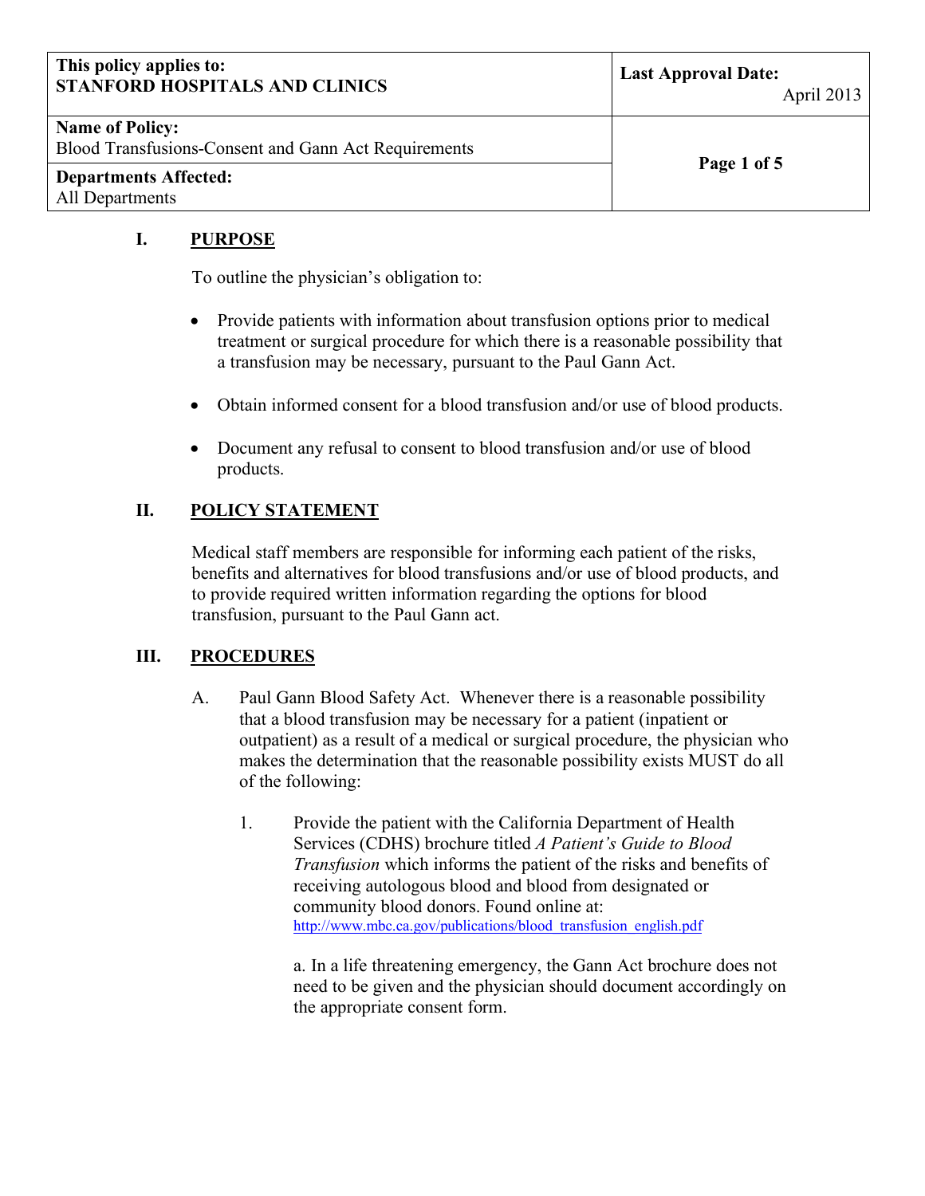| This policy applies to: **STANFORD HOSPITALS AND CLINICS** | **Last Approval Date:** April 2013 |
| --- | --- |
| **Name of Policy:** Blood Transfusions-Consent and Gann Act Requirements | |
| **Departments Affected:** All Departments | |

## I. PURPOSE

To outline the physician's obligation to:

- Provide patients with information about transfusion options prior to medical treatment or surgical procedure for which there is a reasonable possibility that a transfusion may be necessary, pursuant to the Paul Gann Act.
- Obtain informed consent for a blood transfusion and/or use of blood products.
- Document any refusal to consent to blood transfusion and/or use of blood products.

## II. POLICY STATEMENT

Medical staff members are responsible for informing each patient of the risks, benefits and alternatives for blood transfusions and/or use of blood products, and to provide required written information regarding the options for blood transfusion, pursuant to the Paul Gann act.

## III. PROCEDURES

A. Paul Gann Blood Safety Act. Whenever there is a reasonable possibility that a blood transfusion may be necessary for a patient (inpatient or outpatient) as a result of a medical or surgical procedure, the physician who makes the determination that the reasonable possibility exists MUST do all of the following:

1. Provide the patient with the California Department of Health Services (CDHS) brochure titled *A Patient's Guide to Blood Transfusion* which informs the patient of the risks and benefits of receiving autologous blood and blood from designated or community blood donors. Found online at: http://www.mbc.ca.gov/publications/blood_transfusion_english.pdf

   a. In a life threatening emergency, the Gann Act brochure does not need to be given and the physician should document accordingly on the appropriate consent form.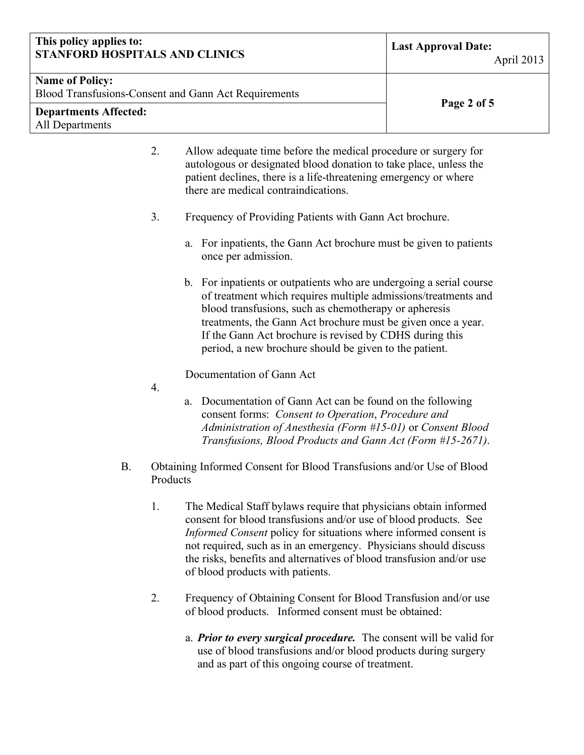2. Allow adequate time before the medical procedure or surgery for autologous or designated blood donation to take place, unless the patient declines, there is a life-threatening emergency or where there are medical contraindications.

3. Frequency of Providing Patients with Gann Act brochure.

   a. For inpatients, the Gann Act brochure must be given to patients once per admission.

   b. For inpatients or outpatients who are undergoing a serial course of treatment which requires multiple admissions/treatments and blood transfusions, such as chemotherapy or apheresis treatments, the Gann Act brochure must be given once a year. If the Gann Act brochure is revised by CDHS during this period, a new brochure should be given to the patient.

4. Documentation of Gann Act

   a. Documentation of Gann Act can be found on the following consent forms: *Consent to Operation*, *Procedure and Administration of Anesthesia (Form #15-01)* or *Consent Blood Transfusions, Blood Products and Gann Act (Form #15-2671)*.

B. Obtaining Informed Consent for Blood Transfusions and/or Use of Blood Products

1. The Medical Staff bylaws require that physicians obtain informed consent for blood transfusions and/or use of blood products. See *Informed Consent* policy for situations where informed consent is not required, such as in an emergency. Physicians should discuss the risks, benefits and alternatives of blood transfusion and/or use of blood products with patients.

2. Frequency of Obtaining Consent for Blood Transfusion and/or use of blood products. Informed consent must be obtained:

   a. ***Prior to every surgical procedure.*** The consent will be valid for use of blood transfusions and/or blood products during surgery and as part of this ongoing course of treatment.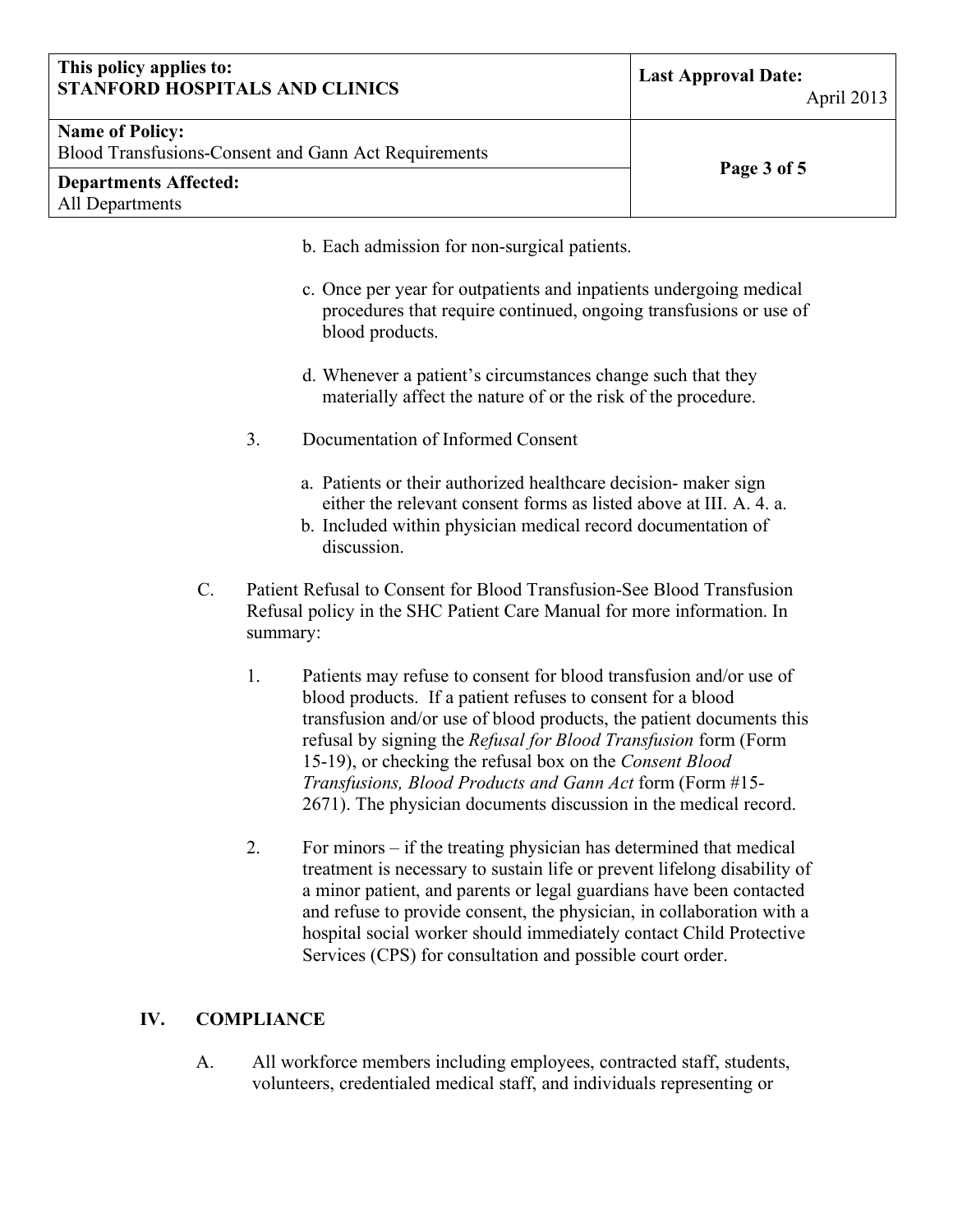b. Each admission for non-surgical patients.

c. Once per year for outpatients and inpatients undergoing medical procedures that require continued, ongoing transfusions or use of blood products.

d. Whenever a patient's circumstances change such that they materially affect the nature of or the risk of the procedure.

3. Documentation of Informed Consent

   a. Patients or their authorized healthcare decision- maker sign either the relevant consent forms as listed above at III. A. 4. a.
   b. Included within physician medical record documentation of discussion.

C. Patient Refusal to Consent for Blood Transfusion-See Blood Transfusion Refusal policy in the SHC Patient Care Manual for more information. In summary:

   1. Patients may refuse to consent for blood transfusion and/or use of blood products. If a patient refuses to consent for a blood transfusion and/or use of blood products, the patient documents this refusal by signing the *Refusal for Blood Transfusion* form (Form 15-19), or checking the refusal box on the *Consent Blood Transfusions, Blood Products and Gann Act* form (Form #15-2671). The physician documents discussion in the medical record.

   2. For minors – if the treating physician has determined that medical treatment is necessary to sustain life or prevent lifelong disability of a minor patient, and parents or legal guardians have been contacted and refuse to provide consent, the physician, in collaboration with a hospital social worker should immediately contact Child Protective Services (CPS) for consultation and possible court order.

## IV. COMPLIANCE

A. All workforce members including employees, contracted staff, students, volunteers, credentialed medical staff, and individuals representing or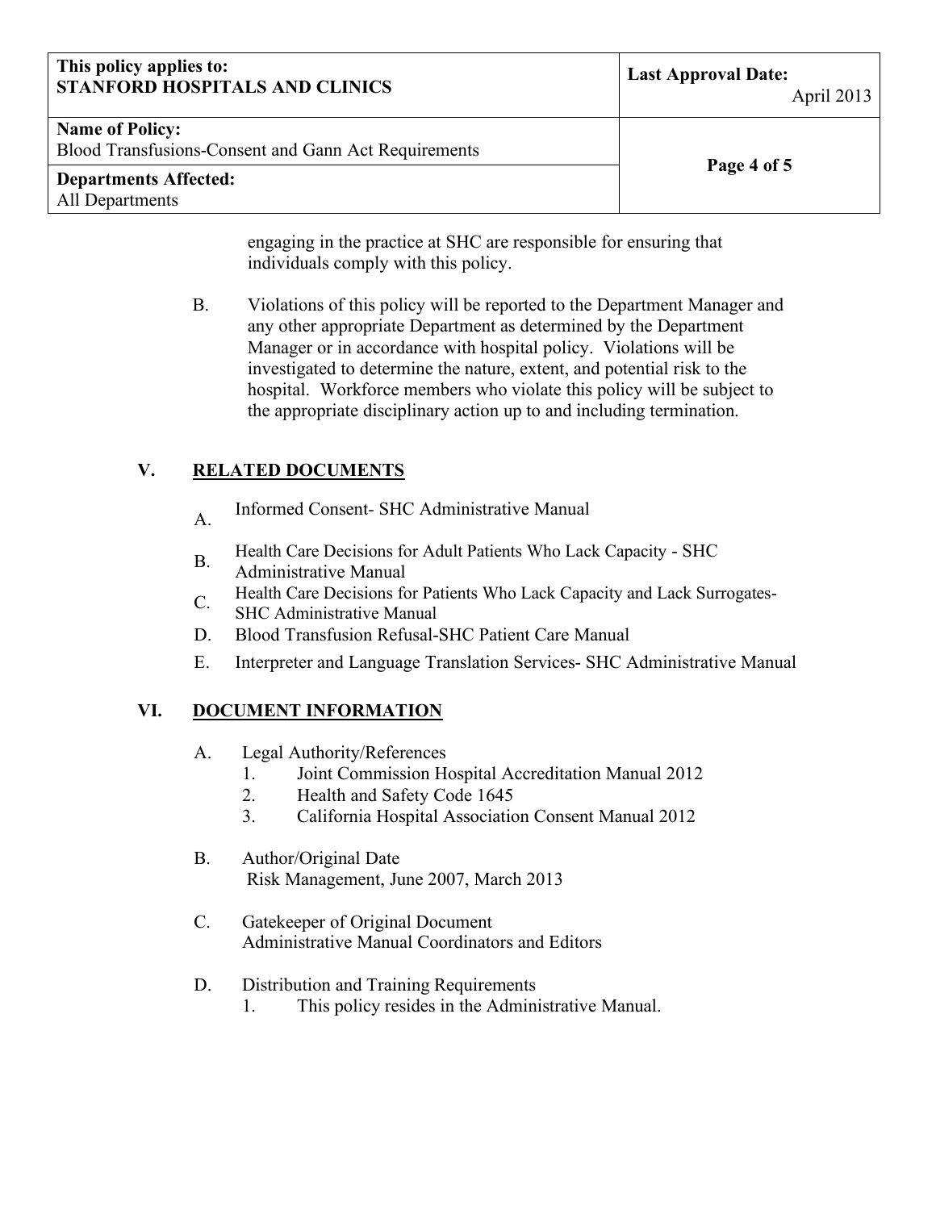engaging in the practice at SHC are responsible for ensuring that individuals comply with this policy.

B. Violations of this policy will be reported to the Department Manager and any other appropriate Department as determined by the Department Manager or in accordance with hospital policy. Violations will be investigated to determine the nature, extent, and potential risk to the hospital. Workforce members who violate this policy will be subject to the appropriate disciplinary action up to and including termination.

## V. RELATED DOCUMENTS

A. Informed Consent- SHC Administrative Manual

B. Health Care Decisions for Adult Patients Who Lack Capacity - SHC Administrative Manual

C. Health Care Decisions for Patients Who Lack Capacity and Lack Surrogates- SHC Administrative Manual

D. Blood Transfusion Refusal-SHC Patient Care Manual

E. Interpreter and Language Translation Services- SHC Administrative Manual

## VI. DOCUMENT INFORMATION

A. Legal Authority/References
   1. Joint Commission Hospital Accreditation Manual 2012
   2. Health and Safety Code 1645
   3. California Hospital Association Consent Manual 2012

B. Author/Original Date
   Risk Management, June 2007, March 2013

C. Gatekeeper of Original Document
   Administrative Manual Coordinators and Editors

D. Distribution and Training Requirements
   1. This policy resides in the Administrative Manual.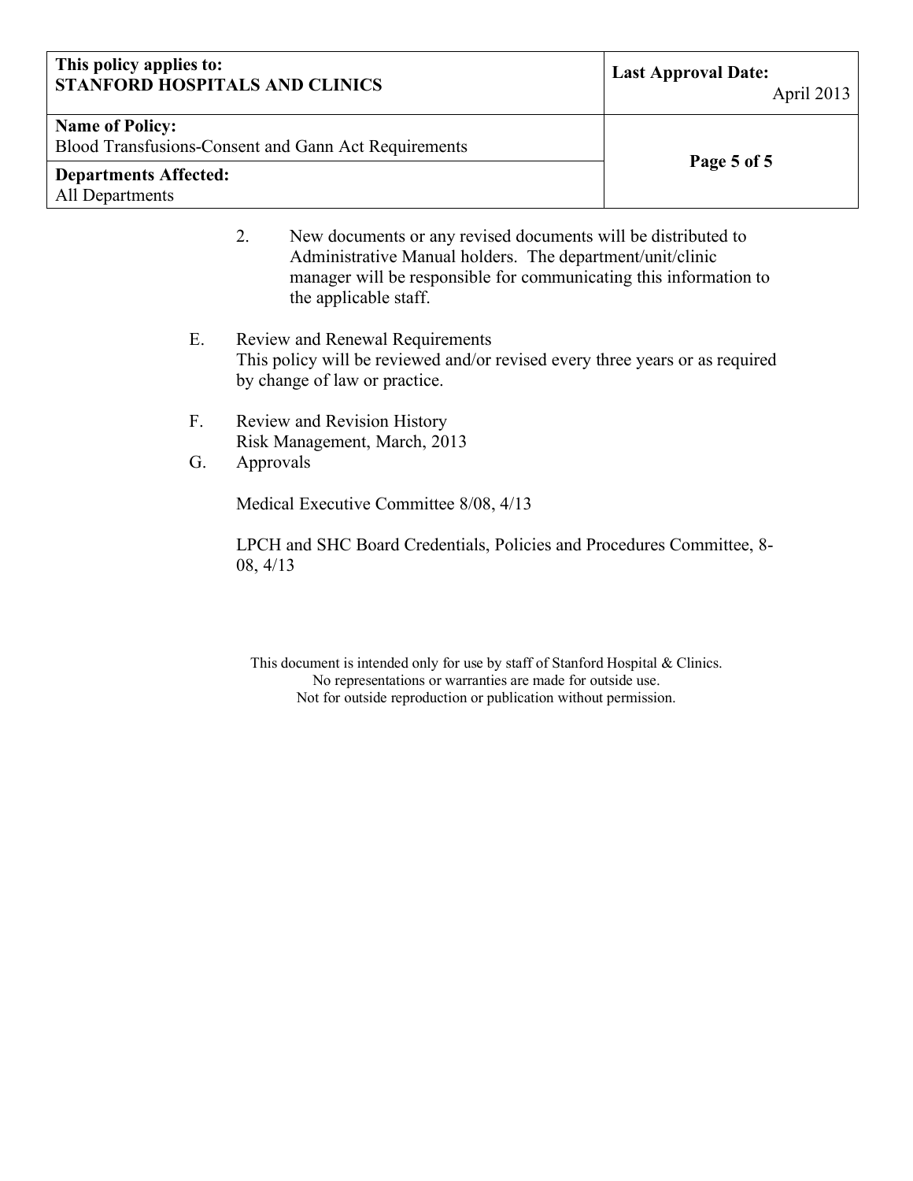2. New documents or any revised documents will be distributed to Administrative Manual holders. The department/unit/clinic manager will be responsible for communicating this information to the applicable staff.

E. Review and Renewal Requirements
This policy will be reviewed and/or revised every three years or as required by change of law or practice.

F. Review and Revision History
Risk Management, March, 2013

G. Approvals

Medical Executive Committee 8/08, 4/13

LPCH and SHC Board Credentials, Policies and Procedures Committee, 8-08, 4/13

This document is intended only for use by staff of Stanford Hospital & Clinics.
No representations or warranties are made for outside use.
Not for outside reproduction or publication without permission.